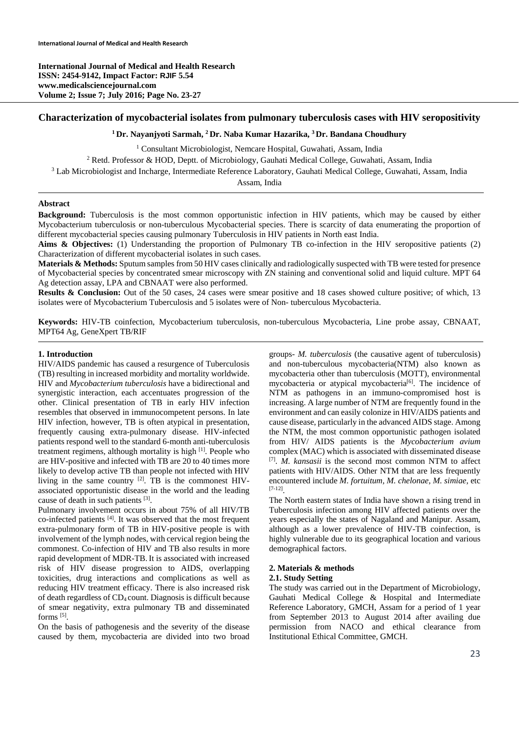# Characterization of mycobacterial isolates from pulmonary tuberculosis cases with HIV seropositivity

**[1] Dr. Nayanjyoti Sarmah, [2] Dr. Naba Kumar Hazarika, [3] Dr. Bandana Choudhury**

[1] Consultant Microbiologist, Nemcare Hospital, Guwahati, Assam, India

[2] Retd. Professor & HOD, Deptt. of Microbiology, Gauhati Medical College, Guwahati, Assam, India

[3] Lab Microbiologist and Incharge, Intermediate Reference Laboratory, Gauhati Medical College, Guwahati, Assam, India

Assam, India

## Abstract

**Background:** Tuberculosis is the most common opportunistic infection in HIV patients, which may be caused by either Mycobacterium tuberculosis or non-tuberculous Mycobacterial species. There is scarcity of data enumerating the proportion of different mycobacterial species causing pulmonary Tuberculosis in HIV patients in North east India.

**Aims & Objectives:** (1) Understanding the proportion of Pulmonary TB co-infection in the HIV seropositive patients (2) Characterization of different mycobacterial isolates in such cases.

**Materials & Methods:** Sputum samples from 50 HIV cases clinically and radiologically suspected with TB were tested for presence of Mycobacterial species by concentrated smear microscopy with ZN staining and conventional solid and liquid culture. MPT 64 Ag detection assay, LPA and CBNAAT were also performed.

**Results & Conclusion:** Out of the 50 cases, 24 cases were smear positive and 18 cases showed culture positive; of which, 13 isolates were of Mycobacterium Tuberculosis and 5 isolates were of Non- tuberculous Mycobacteria.

**Keywords:** HIV-TB coinfection, Mycobacterium tuberculosis, non-tuberculous Mycobacteria, Line probe assay, CBNAAT, MPT64 Ag, GeneXpert TB/RIF

## 1. Introduction

HIV/AIDS pandemic has caused a resurgence of Tuberculosis (TB) resulting in increased morbidity and mortality worldwide. HIV and *Mycobacterium tuberculosis* have a bidirectional and synergistic interaction, each accentuates progression of the other. Clinical presentation of TB in early HIV infection resembles that observed in immunocompetent persons. In late HIV infection, however, TB is often atypical in presentation, frequently causing extra-pulmonary disease. HIV-infected patients respond well to the standard 6-month anti-tuberculosis treatment regimens, although mortality is high [1]. People who are HIV-positive and infected with TB are 20 to 40 times more likely to develop active TB than people not infected with HIV living in the same country [2]. TB is the commonest HIV-associated opportunistic disease in the world and the leading cause of death in such patients [3].

Pulmonary involvement occurs in about 75% of all HIV/TB co-infected patients [4]. It was observed that the most frequent extra-pulmonary form of TB in HIV-positive people is with involvement of the lymph nodes, with cervical region being the commonest. Co-infection of HIV and TB also results in more rapid development of MDR-TB. It is associated with increased risk of HIV disease progression to AIDS, overlapping toxicities, drug interactions and complications as well as reducing HIV treatment efficacy. There is also increased risk of death regardless of $CD_4$ count. Diagnosis is difficult because of smear negativity, extra pulmonary TB and disseminated forms [5].

On the basis of pathogenesis and the severity of the disease caused by them, mycobacteria are divided into two broad groups- *M. tuberculosis* (the causative agent of tuberculosis) and non-tuberculous mycobacteria(NTM) also known as mycobacteria other than tuberculosis (MOTT), environmental mycobacteria or atypical mycobacteria[6]. The incidence of NTM as pathogens in an immuno-compromised host is increasing. A large number of NTM are frequently found in the environment and can easily colonize in HIV/AIDS patients and cause disease, particularly in the advanced AIDS stage. Among the NTM, the most common opportunistic pathogen isolated from HIV/ AIDS patients is the *Mycobacterium avium* complex (MAC) which is associated with disseminated disease [7]. *M. kansasii* is the second most common NTM to affect patients with HIV/AIDS. Other NTM that are less frequently encountered include *M. fortuitum, M. chelonae, M. simiae,* etc [7-12].

The North eastern states of India have shown a rising trend in Tuberculosis infection among HIV affected patients over the years especially the states of Nagaland and Manipur. Assam, although as a lower prevalence of HIV-TB coinfection, is highly vulnerable due to its geographical location and various demographical factors.

## 2. Materials & methods

### 2.1. Study Setting

The study was carried out in the Department of Microbiology, Gauhati Medical College & Hospital and Intermediate Reference Laboratory, GMCH, Assam for a period of 1 year from September 2013 to August 2014 after availing due permission from NACO and ethical clearance from Institutional Ethical Committee, GMCH.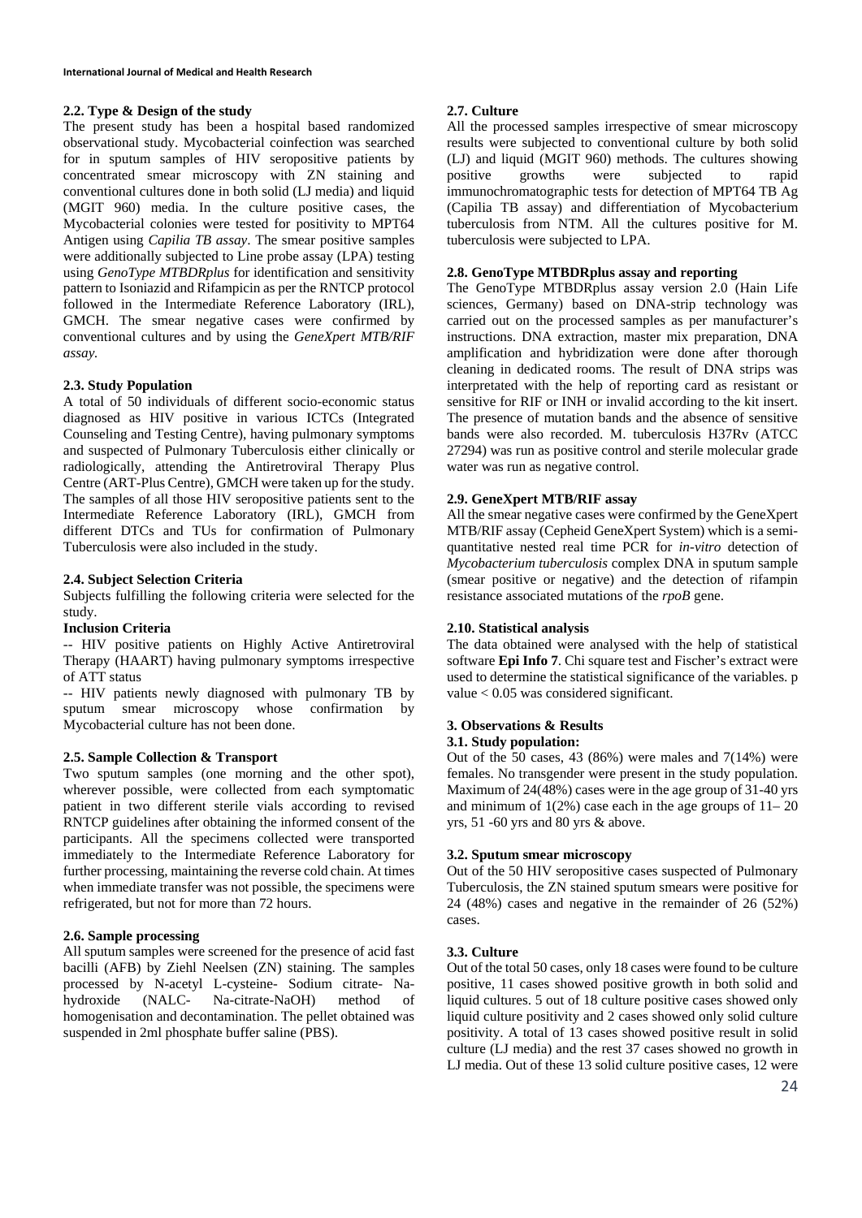### 2.2. Type & Design of the study

The present study has been a hospital based randomized observational study. Mycobacterial coinfection was searched for in sputum samples of HIV seropositive patients by concentrated smear microscopy with ZN staining and conventional cultures done in both solid (LJ media) and liquid (MGIT 960) media. In the culture positive cases, the Mycobacterial colonies were tested for positivity to MPT64 Antigen using *Capilia TB assay*. The smear positive samples were additionally subjected to Line probe assay (LPA) testing using *GenoType MTBDRplus* for identification and sensitivity pattern to Isoniazid and Rifampicin as per the RNTCP protocol followed in the Intermediate Reference Laboratory (IRL), GMCH. The smear negative cases were confirmed by conventional cultures and by using the *GeneXpert MTB/RIF assay.*

### 2.3. Study Population

A total of 50 individuals of different socio-economic status diagnosed as HIV positive in various ICTCs (Integrated Counseling and Testing Centre), having pulmonary symptoms and suspected of Pulmonary Tuberculosis either clinically or radiologically, attending the Antiretroviral Therapy Plus Centre (ART-Plus Centre), GMCH were taken up for the study. The samples of all those HIV seropositive patients sent to the Intermediate Reference Laboratory (IRL), GMCH from different DTCs and TUs for confirmation of Pulmonary Tuberculosis were also included in the study.

### 2.4. Subject Selection Criteria

Subjects fulfilling the following criteria were selected for the study.

**Inclusion Criteria**

-- HIV positive patients on Highly Active Antiretroviral Therapy (HAART) having pulmonary symptoms irrespective of ATT status

-- HIV patients newly diagnosed with pulmonary TB by sputum smear microscopy whose confirmation by Mycobacterial culture has not been done.

### 2.5. Sample Collection & Transport

Two sputum samples (one morning and the other spot), wherever possible, were collected from each symptomatic patient in two different sterile vials according to revised RNTCP guidelines after obtaining the informed consent of the participants. All the specimens collected were transported immediately to the Intermediate Reference Laboratory for further processing, maintaining the reverse cold chain. At times when immediate transfer was not possible, the specimens were refrigerated, but not for more than 72 hours.

### 2.6. Sample processing

All sputum samples were screened for the presence of acid fast bacilli (AFB) by Ziehl Neelsen (ZN) staining. The samples processed by N-acetyl L-cysteine- Sodium citrate- Na-hydroxide (NALC- Na-citrate-NaOH) method of homogenisation and decontamination. The pellet obtained was suspended in 2ml phosphate buffer saline (PBS).

### 2.7. Culture

All the processed samples irrespective of smear microscopy results were subjected to conventional culture by both solid (LJ) and liquid (MGIT 960) methods. The cultures showing positive growths were subjected to rapid immunochromatographic tests for detection of MPT64 TB Ag (Capilia TB assay) and differentiation of Mycobacterium tuberculosis from NTM. All the cultures positive for M. tuberculosis were subjected to LPA.

### 2.8. GenoType MTBDRplus assay and reporting

The GenoType MTBDRplus assay version 2.0 (Hain Life sciences, Germany) based on DNA-strip technology was carried out on the processed samples as per manufacturer's instructions. DNA extraction, master mix preparation, DNA amplification and hybridization were done after thorough cleaning in dedicated rooms. The result of DNA strips was interpretated with the help of reporting card as resistant or sensitive for RIF or INH or invalid according to the kit insert. The presence of mutation bands and the absence of sensitive bands were also recorded. M. tuberculosis H37Rv (ATCC 27294) was run as positive control and sterile molecular grade water was run as negative control.

### 2.9. GeneXpert MTB/RIF assay

All the smear negative cases were confirmed by the GeneXpert MTB/RIF assay (Cepheid GeneXpert System) which is a semi-quantitative nested real time PCR for *in-vitro* detection of *Mycobacterium tuberculosis* complex DNA in sputum sample (smear positive or negative) and the detection of rifampin resistance associated mutations of the *rpoB* gene.

### 2.10. Statistical analysis

The data obtained were analysed with the help of statistical software **Epi Info 7**. Chi square test and Fischer's extract were used to determine the statistical significance of the variables. p value < 0.05 was considered significant.

## 3. Observations & Results

### 3.1. Study population:

Out of the 50 cases, 43 (86%) were males and 7(14%) were females. No transgender were present in the study population. Maximum of 24(48%) cases were in the age group of 31-40 yrs and minimum of 1(2%) case each in the age groups of 11– 20 yrs, 51 -60 yrs and 80 yrs & above.

### 3.2. Sputum smear microscopy

Out of the 50 HIV seropositive cases suspected of Pulmonary Tuberculosis, the ZN stained sputum smears were positive for 24 (48%) cases and negative in the remainder of 26 (52%) cases.

### 3.3. Culture

Out of the total 50 cases, only 18 cases were found to be culture positive, 11 cases showed positive growth in both solid and liquid cultures. 5 out of 18 culture positive cases showed only liquid culture positivity and 2 cases showed only solid culture positivity. A total of 13 cases showed positive result in solid culture (LJ media) and the rest 37 cases showed no growth in LJ media. Out of these 13 solid culture positive cases, 12 were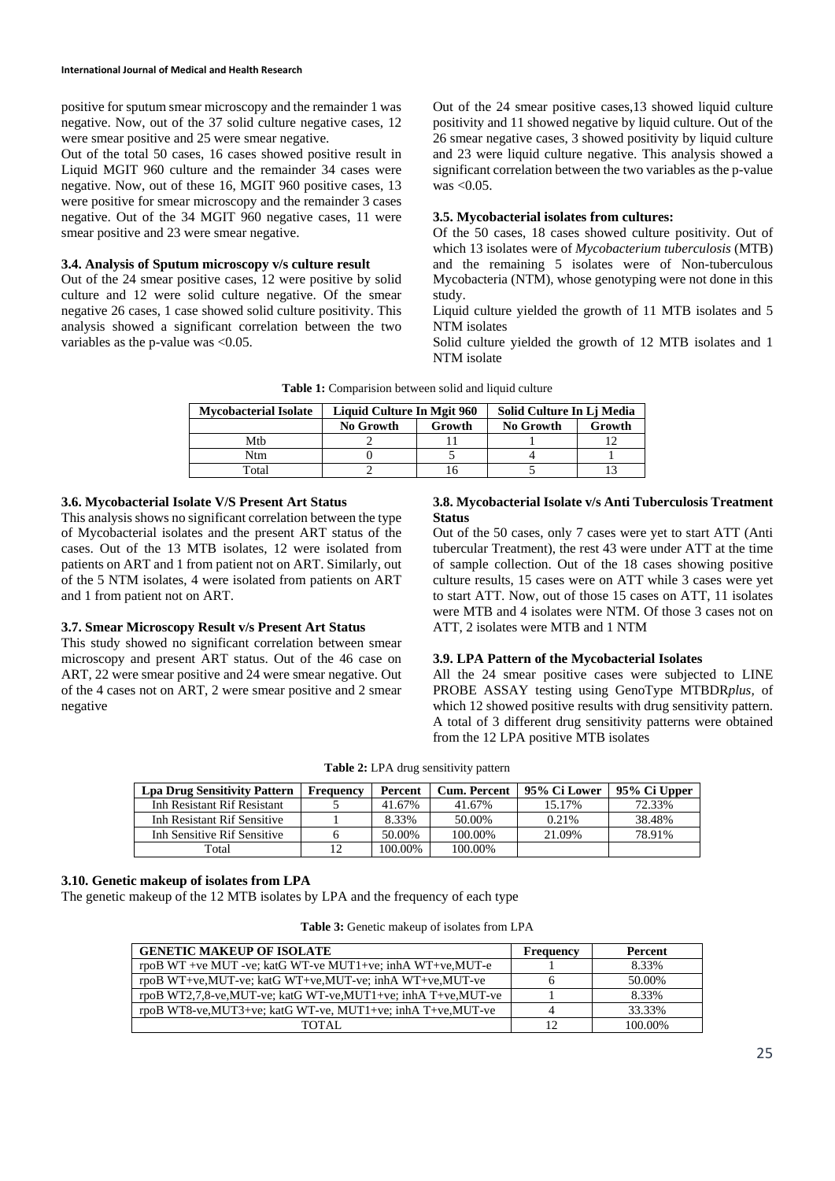positive for sputum smear microscopy and the remainder 1 was negative. Now, out of the 37 solid culture negative cases, 12 were smear positive and 25 were smear negative.

Out of the total 50 cases, 16 cases showed positive result in Liquid MGIT 960 culture and the remainder 34 cases were negative. Now, out of these 16, MGIT 960 positive cases, 13 were positive for smear microscopy and the remainder 3 cases negative. Out of the 34 MGIT 960 negative cases, 11 were smear positive and 23 were smear negative.

### 3.4. Analysis of Sputum microscopy v/s culture result

Out of the 24 smear positive cases, 12 were positive by solid culture and 12 were solid culture negative. Of the smear negative 26 cases, 1 case showed solid culture positivity. This analysis showed a significant correlation between the two variables as the p-value was <0.05.

Out of the 24 smear positive cases,13 showed liquid culture positivity and 11 showed negative by liquid culture. Out of the 26 smear negative cases, 3 showed positivity by liquid culture and 23 were liquid culture negative. This analysis showed a significant correlation between the two variables as the p-value was <0.05.

### 3.5. Mycobacterial isolates from cultures:

Of the 50 cases, 18 cases showed culture positivity. Out of which 13 isolates were of *Mycobacterium tuberculosis* (MTB) and the remaining 5 isolates were of Non-tuberculous Mycobacteria (NTM), whose genotyping were not done in this study.

Liquid culture yielded the growth of 11 MTB isolates and 5 NTM isolates

Solid culture yielded the growth of 12 MTB isolates and 1 NTM isolate

**Table 1:** Comparision between solid and liquid culture

| Mycobacterial Isolate | Liquid Culture In Mgit 960 | | Solid Culture In Lj Media | |
|---|---|---|---|---|
| | No Growth | Growth | No Growth | Growth |
| Mtb | 2 | 11 | 1 | 12 |
| Ntm | 0 | 5 | 4 | 1 |
| Total | 2 | 16 | 5 | 13 |

### 3.6. Mycobacterial Isolate V/S Present Art Status

This analysis shows no significant correlation between the type of Mycobacterial isolates and the present ART status of the cases. Out of the 13 MTB isolates, 12 were isolated from patients on ART and 1 from patient not on ART. Similarly, out of the 5 NTM isolates, 4 were isolated from patients on ART and 1 from patient not on ART.

### 3.7. Smear Microscopy Result v/s Present Art Status

This study showed no significant correlation between smear microscopy and present ART status. Out of the 46 case on ART, 22 were smear positive and 24 were smear negative. Out of the 4 cases not on ART, 2 were smear positive and 2 smear negative

### 3.8. Mycobacterial Isolate v/s Anti Tuberculosis Treatment Status

Out of the 50 cases, only 7 cases were yet to start ATT (Anti tubercular Treatment), the rest 43 were under ATT at the time of sample collection. Out of the 18 cases showing positive culture results, 15 cases were on ATT while 3 cases were yet to start ATT. Now, out of those 15 cases on ATT, 11 isolates were MTB and 4 isolates were NTM. Of those 3 cases not on ATT, 2 isolates were MTB and 1 NTM

### 3.9. LPA Pattern of the Mycobacterial Isolates

All the 24 smear positive cases were subjected to LINE PROBE ASSAY testing using GenoType MTBDR*plus*, of which 12 showed positive results with drug sensitivity pattern. A total of 3 different drug sensitivity patterns were obtained from the 12 LPA positive MTB isolates

**Table 2:** LPA drug sensitivity pattern

| Lpa Drug Sensitivity Pattern | Frequency | Percent | Cum. Percent | 95% Ci Lower | 95% Ci Upper |
|---|---|---|---|---|---|
| Inh Resistant Rif Resistant | 5 | 41.67% | 41.67% | 15.17% | 72.33% |
| Inh Resistant Rif Sensitive | 1 | 8.33% | 50.00% | 0.21% | 38.48% |
| Inh Sensitive Rif Sensitive | 6 | 50.00% | 100.00% | 21.09% | 78.91% |
| Total | 12 | 100.00% | 100.00% | | |

### 3.10. Genetic makeup of isolates from LPA

The genetic makeup of the 12 MTB isolates by LPA and the frequency of each type

**Table 3:** Genetic makeup of isolates from LPA

| GENETIC MAKEUP OF ISOLATE | Frequency | Percent |
|---|---|---|
| rpoB WT +ve MUT -ve; katG WT-ve MUT1+ve; inhA WT+ve,MUT-e | 1 | 8.33% |
| rpoB WT+ve,MUT-ve; katG WT+ve,MUT-ve; inhA WT+ve,MUT-ve | 6 | 50.00% |
| rpoB WT2,7,8-ve,MUT-ve; katG WT-ve,MUT1+ve; inhA T+ve,MUT-ve | 1 | 8.33% |
| rpoB WT8-ve,MUT3+ve; katG WT-ve, MUT1+ve; inhA T+ve,MUT-ve | 4 | 33.33% |
| TOTAL | 12 | 100.00% |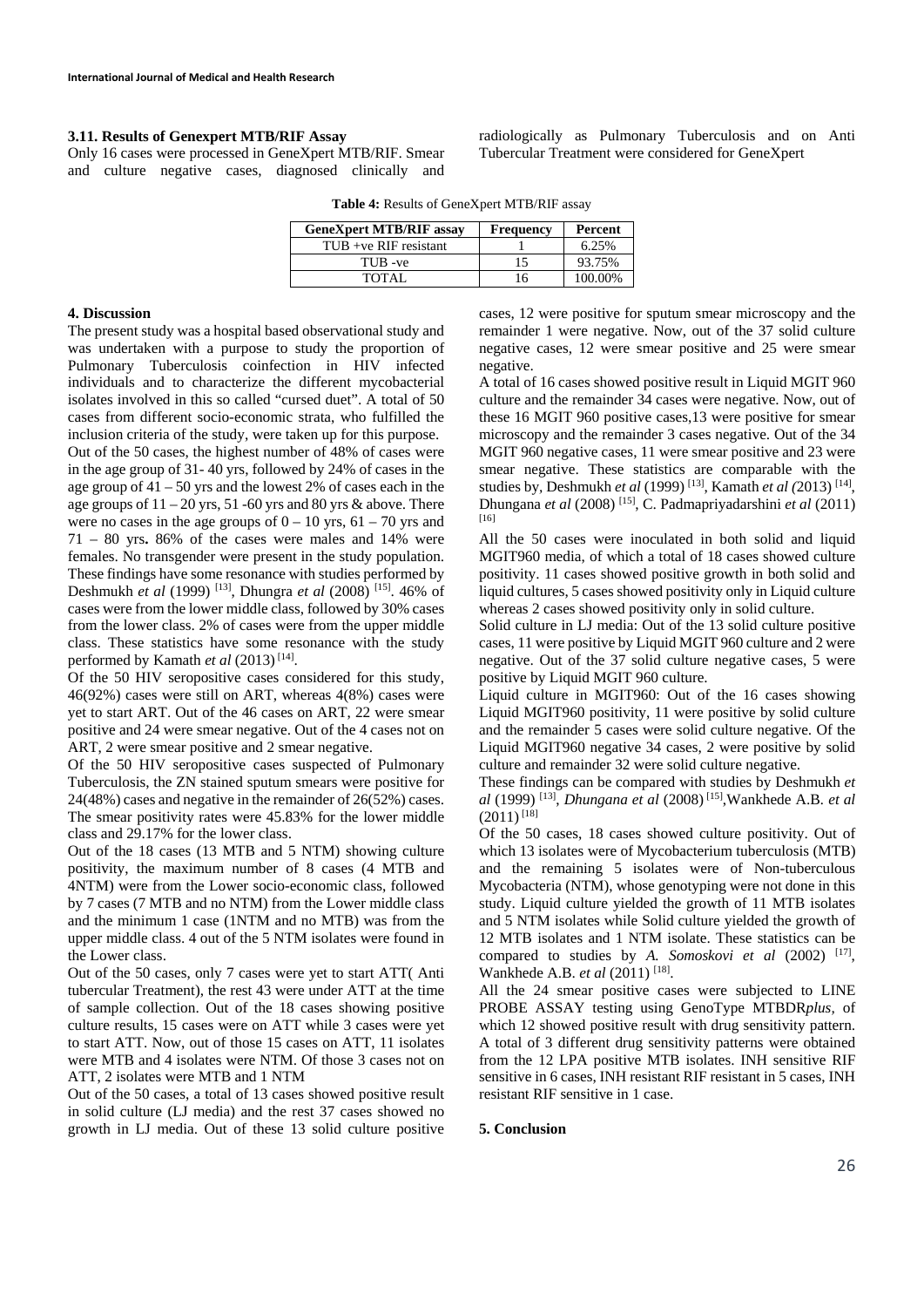### 3.11. Results of Genexpert MTB/RIF Assay

Only 16 cases were processed in GeneXpert MTB/RIF. Smear and culture negative cases, diagnosed clinically and radiologically as Pulmonary Tuberculosis and on Anti Tubercular Treatment were considered for GeneXpert

**Table 4:** Results of GeneXpert MTB/RIF assay

| GeneXpert MTB/RIF assay | Frequency | Percent |
|---|---|---|
| TUB +ve RIF resistant | 1 | 6.25% |
| TUB -ve | 15 | 93.75% |
| TOTAL | 16 | 100.00% |

## 4. Discussion

The present study was a hospital based observational study and was undertaken with a purpose to study the proportion of Pulmonary Tuberculosis coinfection in HIV infected individuals and to characterize the different mycobacterial isolates involved in this so called "cursed duet". A total of 50 cases from different socio-economic strata, who fulfilled the inclusion criteria of the study, were taken up for this purpose.

Out of the 50 cases, the highest number of 48% of cases were in the age group of 31- 40 yrs, followed by 24% of cases in the age group of 41 – 50 yrs and the lowest 2% of cases each in the age groups of 11 – 20 yrs, 51 -60 yrs and 80 yrs & above. There were no cases in the age groups of 0 – 10 yrs, 61 – 70 yrs and 71 – 80 yrs**.** 86% of the cases were males and 14% were females. No transgender were present in the study population. These findings have some resonance with studies performed by Deshmukh *et al* (1999) [13], Dhungra *et al* (2008) [15]. 46% of cases were from the lower middle class, followed by 30% cases from the lower class. 2% of cases were from the upper middle class. These statistics have some resonance with the study performed by Kamath *et al* (2013) [14].

Of the 50 HIV seropositive cases considered for this study, 46(92%) cases were still on ART, whereas 4(8%) cases were yet to start ART. Out of the 46 cases on ART, 22 were smear positive and 24 were smear negative. Out of the 4 cases not on ART, 2 were smear positive and 2 smear negative.

Of the 50 HIV seropositive cases suspected of Pulmonary Tuberculosis, the ZN stained sputum smears were positive for 24(48%) cases and negative in the remainder of 26(52%) cases. The smear positivity rates were 45.83% for the lower middle class and 29.17% for the lower class.

Out of the 18 cases (13 MTB and 5 NTM) showing culture positivity, the maximum number of 8 cases (4 MTB and 4NTM) were from the Lower socio-economic class, followed by 7 cases (7 MTB and no NTM) from the Lower middle class and the minimum 1 case (1NTM and no MTB) was from the upper middle class. 4 out of the 5 NTM isolates were found in the Lower class.

Out of the 50 cases, only 7 cases were yet to start ATT( Anti tubercular Treatment), the rest 43 were under ATT at the time of sample collection. Out of the 18 cases showing positive culture results, 15 cases were on ATT while 3 cases were yet to start ATT. Now, out of those 15 cases on ATT, 11 isolates were MTB and 4 isolates were NTM. Of those 3 cases not on ATT, 2 isolates were MTB and 1 NTM

Out of the 50 cases, a total of 13 cases showed positive result in solid culture (LJ media) and the rest 37 cases showed no growth in LJ media. Out of these 13 solid culture positive cases, 12 were positive for sputum smear microscopy and the remainder 1 were negative. Now, out of the 37 solid culture negative cases, 12 were smear positive and 25 were smear negative.

A total of 16 cases showed positive result in Liquid MGIT 960 culture and the remainder 34 cases were negative. Now, out of these 16 MGIT 960 positive cases,13 were positive for smear microscopy and the remainder 3 cases negative. Out of the 34 MGIT 960 negative cases, 11 were smear positive and 23 were smear negative. These statistics are comparable with the studies by, Deshmukh *et al* (1999) [13], Kamath *et al (*2013) [14], Dhungana *et al* (2008) [15], C. Padmapriyadarshini *et al* (2011) [16]

All the 50 cases were inoculated in both solid and liquid MGIT960 media, of which a total of 18 cases showed culture positivity. 11 cases showed positive growth in both solid and liquid cultures, 5 cases showed positivity only in Liquid culture whereas 2 cases showed positivity only in solid culture.

Solid culture in LJ media: Out of the 13 solid culture positive cases, 11 were positive by Liquid MGIT 960 culture and 2 were negative. Out of the 37 solid culture negative cases, 5 were positive by Liquid MGIT 960 culture.

Liquid culture in MGIT960: Out of the 16 cases showing Liquid MGIT960 positivity, 11 were positive by solid culture and the remainder 5 cases were solid culture negative. Of the Liquid MGIT960 negative 34 cases, 2 were positive by solid culture and remainder 32 were solid culture negative.

These findings can be compared with studies by Deshmukh *et al* (1999) [13], *Dhungana et al* (2008) [15],Wankhede A.B. *et al* (2011) [18]

Of the 50 cases, 18 cases showed culture positivity. Out of which 13 isolates were of Mycobacterium tuberculosis (MTB) and the remaining 5 isolates were of Non-tuberculous Mycobacteria (NTM), whose genotyping were not done in this study. Liquid culture yielded the growth of 11 MTB isolates and 5 NTM isolates while Solid culture yielded the growth of 12 MTB isolates and 1 NTM isolate. These statistics can be compared to studies by *A. Somoskovi et al* (2002) [17], Wankhede A.B. *et al* (2011) [18].

All the 24 smear positive cases were subjected to LINE PROBE ASSAY testing using GenoType MTBDR*plus*, of which 12 showed positive result with drug sensitivity pattern. A total of 3 different drug sensitivity patterns were obtained from the 12 LPA positive MTB isolates. INH sensitive RIF sensitive in 6 cases, INH resistant RIF resistant in 5 cases, INH resistant RIF sensitive in 1 case.

## 5. Conclusion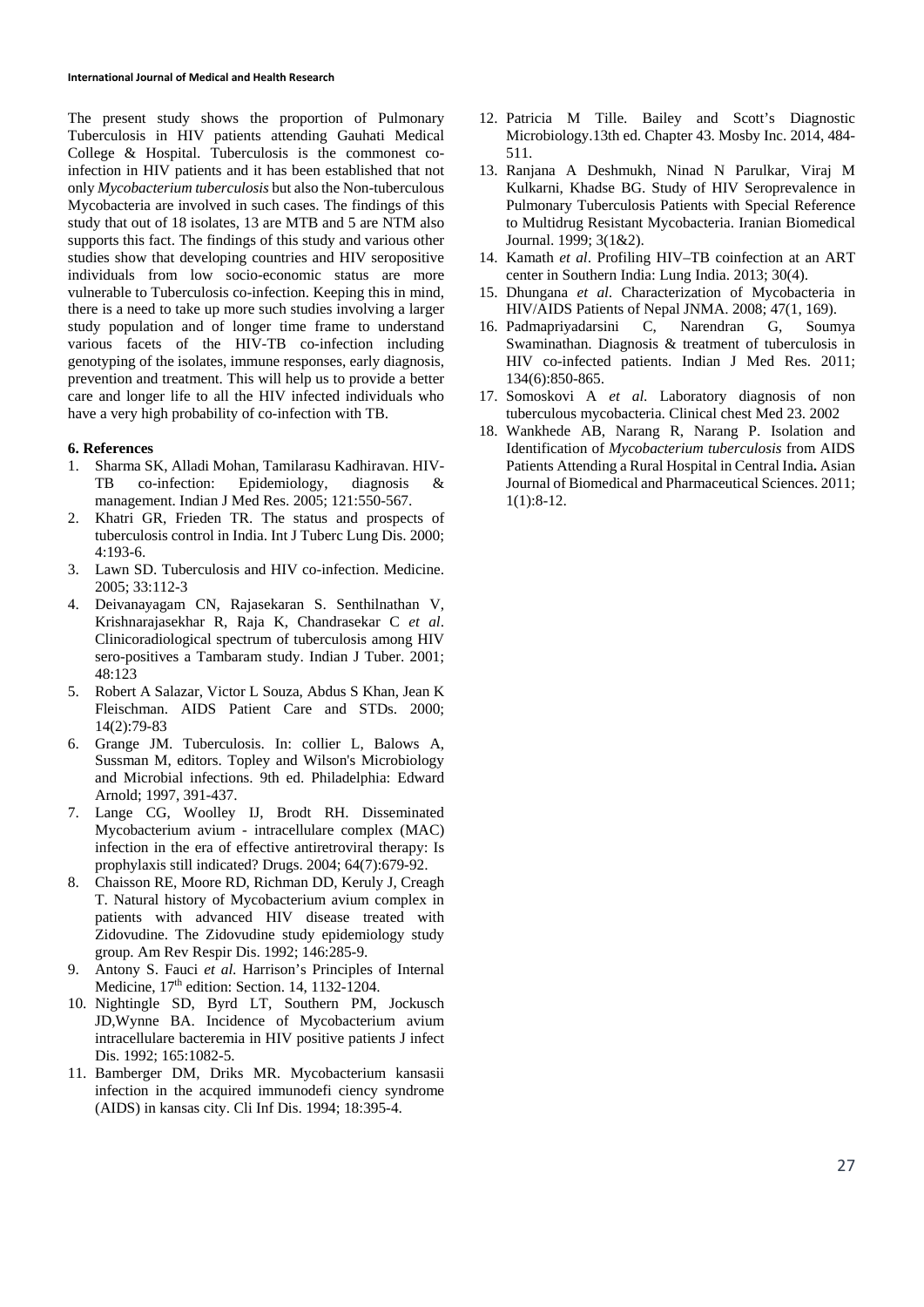The present study shows the proportion of Pulmonary Tuberculosis in HIV patients attending Gauhati Medical College & Hospital. Tuberculosis is the commonest co-infection in HIV patients and it has been established that not only *Mycobacterium tuberculosis* but also the Non-tuberculous Mycobacteria are involved in such cases. The findings of this study that out of 18 isolates, 13 are MTB and 5 are NTM also supports this fact. The findings of this study and various other studies show that developing countries and HIV seropositive individuals from low socio-economic status are more vulnerable to Tuberculosis co-infection. Keeping this in mind, there is a need to take up more such studies involving a larger study population and of longer time frame to understand various facets of the HIV-TB co-infection including genotyping of the isolates, immune responses, early diagnosis, prevention and treatment. This will help us to provide a better care and longer life to all the HIV infected individuals who have a very high probability of co-infection with TB.

## 6. References

1. Sharma SK, Alladi Mohan, Tamilarasu Kadhiravan. HIV-TB co-infection: Epidemiology, diagnosis & management. Indian J Med Res. 2005; 121:550-567.
2. Khatri GR, Frieden TR. The status and prospects of tuberculosis control in India. Int J Tuberc Lung Dis. 2000; 4:193-6.
3. Lawn SD. Tuberculosis and HIV co-infection. Medicine. 2005; 33:112-3
4. Deivanayagam CN, Rajasekaran S. Senthilnathan V, Krishnarajasekhar R, Raja K, Chandrasekar C *et al*. Clinicoradiological spectrum of tuberculosis among HIV sero-positives a Tambaram study. Indian J Tuber. 2001; 48:123
5. Robert A Salazar, Victor L Souza, Abdus S Khan, Jean K Fleischman. AIDS Patient Care and STDs. 2000; 14(2):79-83
6. Grange JM. Tuberculosis. In: collier L, Balows A, Sussman M, editors. Topley and Wilson's Microbiology and Microbial infections. 9th ed. Philadelphia: Edward Arnold; 1997, 391-437.
7. Lange CG, Woolley IJ, Brodt RH. Disseminated Mycobacterium avium - intracellulare complex (MAC) infection in the era of effective antiretroviral therapy: Is prophylaxis still indicated? Drugs. 2004; 64(7):679-92.
8. Chaisson RE, Moore RD, Richman DD, Keruly J, Creagh T. Natural history of Mycobacterium avium complex in patients with advanced HIV disease treated with Zidovudine. The Zidovudine study epidemiology study group. Am Rev Respir Dis. 1992; 146:285-9.
9. Antony S. Fauci *et al.* Harrison's Principles of Internal Medicine, 17th edition: Section. 14, 1132-1204.
10. Nightingle SD, Byrd LT, Southern PM, Jockusch JD,Wynne BA. Incidence of Mycobacterium avium intracellulare bacteremia in HIV positive patients J infect Dis. 1992; 165:1082-5.
11. Bamberger DM, Driks MR. Mycobacterium kansasii infection in the acquired immunodefi ciency syndrome (AIDS) in kansas city. Cli Inf Dis. 1994; 18:395-4.
12. Patricia M Tille. Bailey and Scott's Diagnostic Microbiology.13th ed. Chapter 43. Mosby Inc. 2014, 484-511.
13. Ranjana A Deshmukh, Ninad N Parulkar, Viraj M Kulkarni, Khadse BG. Study of HIV Seroprevalence in Pulmonary Tuberculosis Patients with Special Reference to Multidrug Resistant Mycobacteria. Iranian Biomedical Journal. 1999; 3(1&2).
14. Kamath *et al*. Profiling HIV–TB coinfection at an ART center in Southern India: Lung India. 2013; 30(4).
15. Dhungana *et al*. Characterization of Mycobacteria in HIV/AIDS Patients of Nepal JNMA. 2008; 47(1, 169).
16. Padmapriyadarsini C, Narendran G, Soumya Swaminathan. Diagnosis & treatment of tuberculosis in HIV co-infected patients. Indian J Med Res. 2011; 134(6):850-865.
17. Somoskovi A *et al.* Laboratory diagnosis of non tuberculous mycobacteria. Clinical chest Med 23. 2002
18. Wankhede AB, Narang R, Narang P. Isolation and Identification of *Mycobacterium tuberculosis* from AIDS Patients Attending a Rural Hospital in Central India**.** Asian Journal of Biomedical and Pharmaceutical Sciences. 2011; 1(1):8-12.